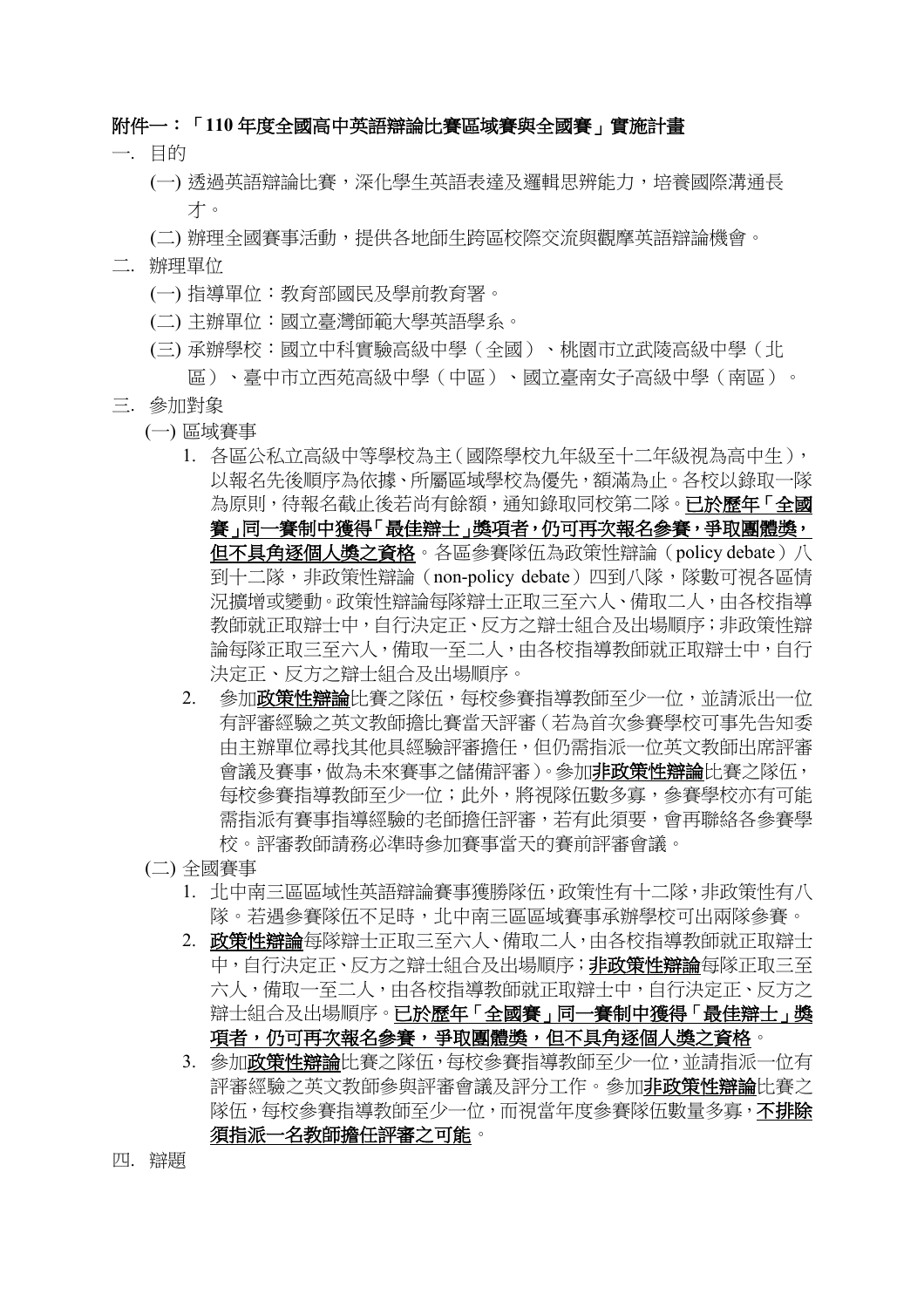# 附件一：「110 年度全國高中英語辯論比賽區域賽與全國賽」實施計畫

一. 目的

(一) 透過英語辯論比賽，深化學生英語表達及邏輯思辨能力，培養國際溝通長才。

(二) 辦理全國賽事活動，提供各地師生跨區校際交流與觀摩英語辯論機會。

二. 辦理單位

(一) 指導單位：教育部國民及學前教育署。

(二) 主辦單位：國立臺灣師範大學英語學系。

(三) 承辦學校：國立中科實驗高級中學（全國）、桃園市立武陵高級中學（北區）、臺中市立西苑高級中學（中區）、國立臺南女子高級中學（南區）。

三. 參加對象

(一) 區域賽事

1. 各區公私立高級中等學校為主（國際學校九年級至十二年級視為高中生），以報名先後順序為依據、所屬區域學校為優先，額滿為止。各校以錄取一隊為原則，待報名截止後若尚有餘額，通知錄取同校第二隊。**已於歷年「全國賽」同一賽制中獲得「最佳辯士」獎項者，仍可再次報名參賽，爭取團體獎，但不具角逐個人獎之資格**。各區參賽隊伍為政策性辯論（policy debate）八到十二隊，非政策性辯論（non-policy debate）四到八隊，隊數可視各區情況擴增或變動。政策性辯論每隊辯士正取三至六人、備取二人，由各校指導教師就正取辯士中，自行決定正、反方之辯士組合及出場順序；非政策性辯論每隊正取三至六人，備取一至二人，由各校指導教師就正取辯士中，自行決定正、反方之辯士組合及出場順序。

2. 參加**政策性辯論**比賽之隊伍，每校參賽指導教師至少一位，並請派出一位有評審經驗之英文教師擔比賽當天評審（若為首次參賽學校可事先告知委由主辦單位尋找其他具經驗評審擔任，但仍需指派一位英文教師出席評審會議及賽事，做為未來賽事之儲備評審）。參加**非政策性辯論**比賽之隊伍，每校參賽指導教師至少一位；此外，將視隊伍數多寡，參賽學校亦有可能需指派有賽事指導經驗的老師擔任評審，若有此須要，會再聯絡各參賽學校。評審教師請務必準時參加賽事當天的賽前評審會議。

(二) 全國賽事

1. 北中南三區區域性英語辯論賽事獲勝隊伍，政策性有十二隊，非政策性有八隊。若遇參賽隊伍不足時，北中南三區區域賽事承辦學校可出兩隊參賽。

2. **政策性辯論**每隊辯士正取三至六人、備取二人，由各校指導教師就正取辯士中，自行決定正、反方之辯士組合及出場順序；**非政策性辯論**每隊正取三至六人，備取一至二人，由各校指導教師就正取辯士中，自行決定正、反方之辯士組合及出場順序。**已於歷年「全國賽」同一賽制中獲得「最佳辯士」獎項者，仍可再次報名參賽，爭取團體獎，但不具角逐個人獎之資格**。

3. 參加**政策性辯論**比賽之隊伍，每校參賽指導教師至少一位，並請指派一位有評審經驗之英文教師參與評審會議及評分工作。參加**非政策性辯論**比賽之隊伍，每校參賽指導教師至少一位，而視當年度參賽隊伍數量多寡，**不排除須指派一名教師擔任評審之可能**。

四. 辯題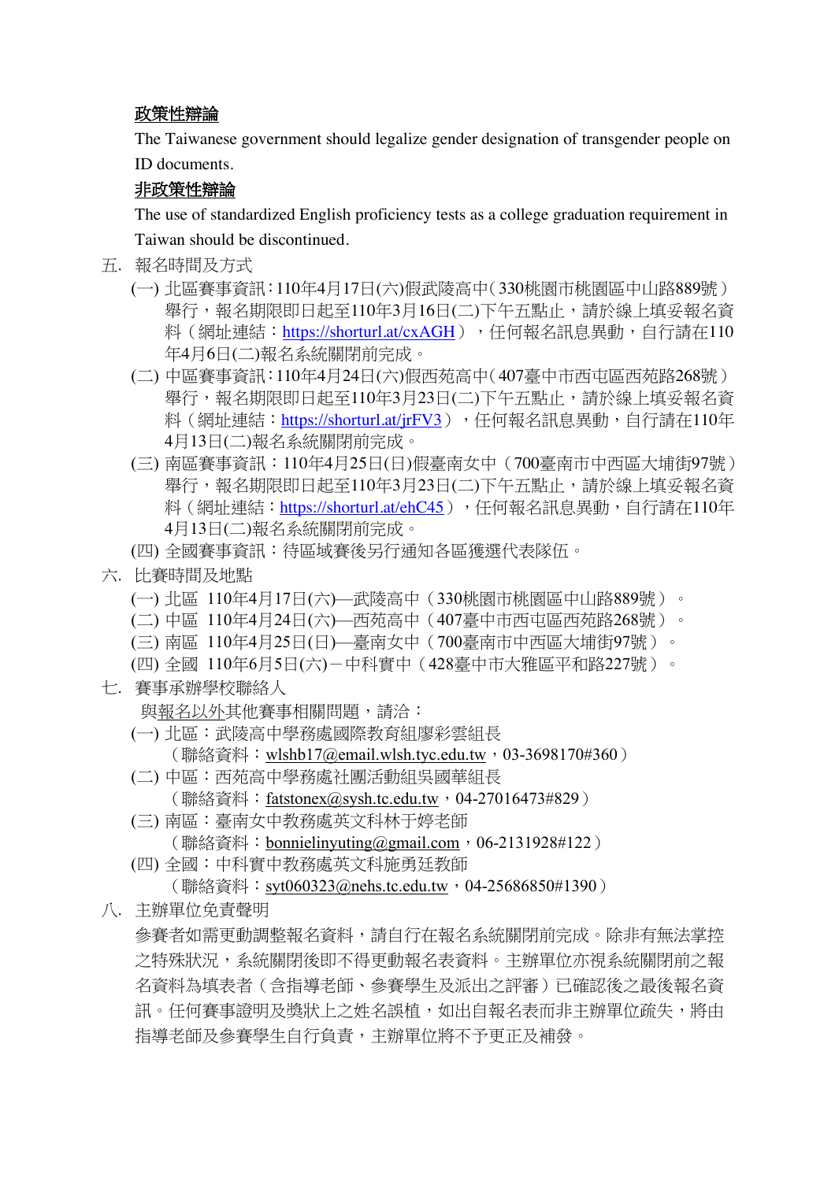<u>政策性辯論</u>

The Taiwanese government should legalize gender designation of transgender people on ID documents.

<u>非政策性辯論</u>

The use of standardized English proficiency tests as a college graduation requirement in Taiwan should be discontinued.

五. 報名時間及方式

(一) 北區賽事資訊：110年4月17日(六)假武陵高中（330桃園市桃園區中山路889號）舉行，報名期限即日起至110年3月16日(二)下午五點止，請於線上填妥報名資料（網址連結：https://shorturl.at/cxAGH），任何報名訊息異動，自行請在110年4月6日(二)報名系統關閉前完成。

(二) 中區賽事資訊：110年4月24日(六)假西苑高中（407臺中市西屯區西苑路268號）舉行，報名期限即日起至110年3月23日(二)下午五點止，請於線上填妥報名資料（網址連結：https://shorturl.at/jrFV3），任何報名訊息異動，自行請在110年4月13日(二)報名系統關閉前完成。

(三) 南區賽事資訊：110年4月25日(日)假臺南女中（700臺南市中西區大埔街97號）舉行，報名期限即日起至110年3月23日(二)下午五點止，請於線上填妥報名資料（網址連結：https://shorturl.at/ehC45），任何報名訊息異動，自行請在110年4月13日(二)報名系統關閉前完成。

(四) 全國賽事資訊：待區域賽後另行通知各區獲選代表隊伍。

六. 比賽時間及地點

(一) 北區 110年4月17日(六)—武陵高中（330桃園市桃園區中山路889號）。

(二) 中區 110年4月24日(六)—西苑高中（407臺中市西屯區西苑路268號）。

(三) 南區 110年4月25日(日)—臺南女中（700臺南市中西區大埔街97號）。

(四) 全國 110年6月5日(六)－中科實中（428臺中市大雅區平和路227號）。

七. 賽事承辦學校聯絡人

與<u>報名以外</u>其他賽事相關問題，請洽：

(一) 北區：武陵高中學務處國際教育組廖彩雲組長
（聯絡資料：wlshb17@email.wlsh.tyc.edu.tw，03-3698170#360）

(二) 中區：西苑高中學務處社團活動組吳國華組長
（聯絡資料：fatstonex@sysh.tc.edu.tw，04-27016473#829）

(三) 南區：臺南女中教務處英文科林于婷老師
（聯絡資料：bonnielinyuting@gmail.com，06-2131928#122）

(四) 全國：中科實中教務處英文科施勇廷教師
（聯絡資料：syt060323@nehs.tc.edu.tw，04-25686850#1390）

八. 主辦單位免責聲明

參賽者如需更動調整報名資料，請自行在報名系統關閉前完成。除非有無法掌控之特殊狀況，系統關閉後即不得更動報名表資料。主辦單位亦視系統關閉前之報名資料為填表者（含指導老師、參賽學生及派出之評審）已確認後之最後報名資訊。任何賽事證明及獎狀上之姓名誤植，如出自報名表而非主辦單位疏失，將由指導老師及參賽學生自行負責，主辦單位將不予更正及補發。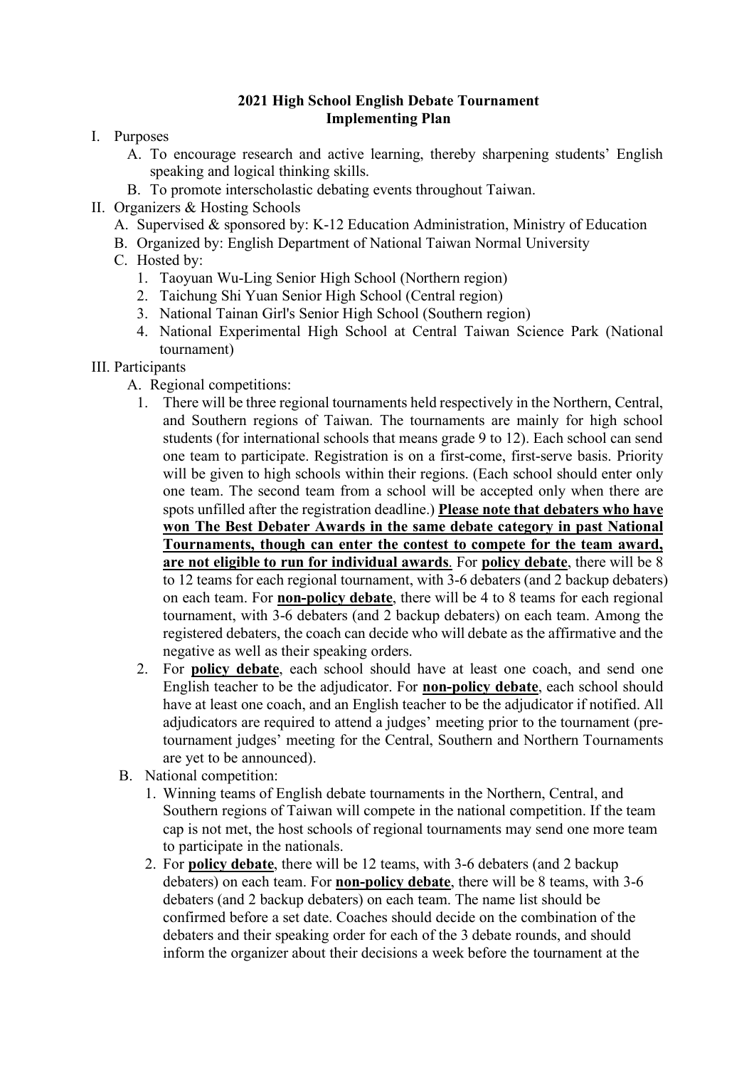**2021 High School English Debate Tournament**
**Implementing Plan**

I. Purposes

A. To encourage research and active learning, thereby sharpening students' English speaking and logical thinking skills.

B. To promote interscholastic debating events throughout Taiwan.

II. Organizers & Hosting Schools

A. Supervised & sponsored by: K-12 Education Administration, Ministry of Education

B. Organized by: English Department of National Taiwan Normal University

C. Hosted by:

1. Taoyuan Wu-Ling Senior High School (Northern region)
2. Taichung Shi Yuan Senior High School (Central region)
3. National Tainan Girl's Senior High School (Southern region)
4. National Experimental High School at Central Taiwan Science Park (National tournament)

III. Participants

A. Regional competitions:

1. There will be three regional tournaments held respectively in the Northern, Central, and Southern regions of Taiwan. The tournaments are mainly for high school students (for international schools that means grade 9 to 12). Each school can send one team to participate. Registration is on a first-come, first-serve basis. Priority will be given to high schools within their regions. (Each school should enter only one team. The second team from a school will be accepted only when there are spots unfilled after the registration deadline.) **Please note that debaters who have won The Best Debater Awards in the same debate category in past National Tournaments, though can enter the contest to compete for the team award, are not eligible to run for individual awards**. For **policy debate**, there will be 8 to 12 teams for each regional tournament, with 3-6 debaters (and 2 backup debaters) on each team. For **non-policy debate**, there will be 4 to 8 teams for each regional tournament, with 3-6 debaters (and 2 backup debaters) on each team. Among the registered debaters, the coach can decide who will debate as the affirmative and the negative as well as their speaking orders.

2. For **policy debate**, each school should have at least one coach, and send one English teacher to be the adjudicator. For **non-policy debate**, each school should have at least one coach, and an English teacher to be the adjudicator if notified. All adjudicators are required to attend a judges' meeting prior to the tournament (pre-tournament judges' meeting for the Central, Southern and Northern Tournaments are yet to be announced).

B. National competition:

1. Winning teams of English debate tournaments in the Northern, Central, and Southern regions of Taiwan will compete in the national competition. If the team cap is not met, the host schools of regional tournaments may send one more team to participate in the nationals.

2. For **policy debate**, there will be 12 teams, with 3-6 debaters (and 2 backup debaters) on each team. For **non-policy debate**, there will be 8 teams, with 3-6 debaters (and 2 backup debaters) on each team. The name list should be confirmed before a set date. Coaches should decide on the combination of the debaters and their speaking order for each of the 3 debate rounds, and should inform the organizer about their decisions a week before the tournament at the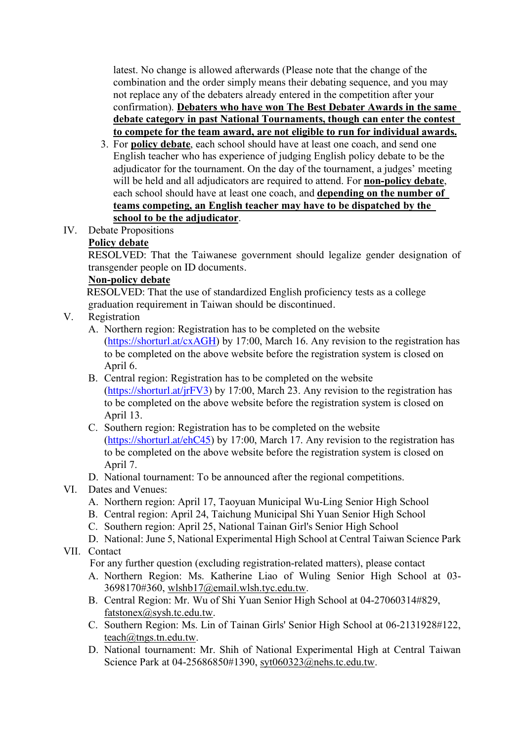latest. No change is allowed afterwards (Please note that the change of the combination and the order simply means their debating sequence, and you may not replace any of the debaters already entered in the competition after your confirmation). **Debaters who have won The Best Debater Awards in the same debate category in past National Tournaments, though can enter the contest to compete for the team award, are not eligible to run for individual awards.**

3. For **policy debate**, each school should have at least one coach, and send one English teacher who has experience of judging English policy debate to be the adjudicator for the tournament. On the day of the tournament, a judges' meeting will be held and all adjudicators are required to attend. For **non-policy debate**, each school should have at least one coach, and **depending on the number of teams competing, an English teacher may have to be dispatched by the school to be the adjudicator**.

IV. Debate Propositions

**Policy debate**

RESOLVED: That the Taiwanese government should legalize gender designation of transgender people on ID documents.

**Non-policy debate**

RESOLVED: That the use of standardized English proficiency tests as a college graduation requirement in Taiwan should be discontinued.

V. Registration

A. Northern region: Registration has to be completed on the website (https://shorturl.at/cxAGH) by 17:00, March 16. Any revision to the registration has to be completed on the above website before the registration system is closed on April 6.

B. Central region: Registration has to be completed on the website (https://shorturl.at/jrFV3) by 17:00, March 23. Any revision to the registration has to be completed on the above website before the registration system is closed on April 13.

C. Southern region: Registration has to be completed on the website (https://shorturl.at/ehC45) by 17:00, March 17. Any revision to the registration has to be completed on the above website before the registration system is closed on April 7.

D. National tournament: To be announced after the regional competitions.

VI. Dates and Venues:

A. Northern region: April 17, Taoyuan Municipal Wu-Ling Senior High School

B. Central region: April 24, Taichung Municipal Shi Yuan Senior High School

C. Southern region: April 25, National Tainan Girl's Senior High School

D. National: June 5, National Experimental High School at Central Taiwan Science Park

VII. Contact

For any further question (excluding registration-related matters), please contact

A. Northern Region: Ms. Katherine Liao of Wuling Senior High School at 03-3698170#360, wlshb17@email.wlsh.tyc.edu.tw.

B. Central Region: Mr. Wu of Shi Yuan Senior High School at 04-27060314#829, fatstonex@sysh.tc.edu.tw.

C. Southern Region: Ms. Lin of Tainan Girls' Senior High School at 06-2131928#122, teach@tngs.tn.edu.tw.

D. National tournament: Mr. Shih of National Experimental High at Central Taiwan Science Park at 04-25686850#1390, syt060323@nehs.tc.edu.tw.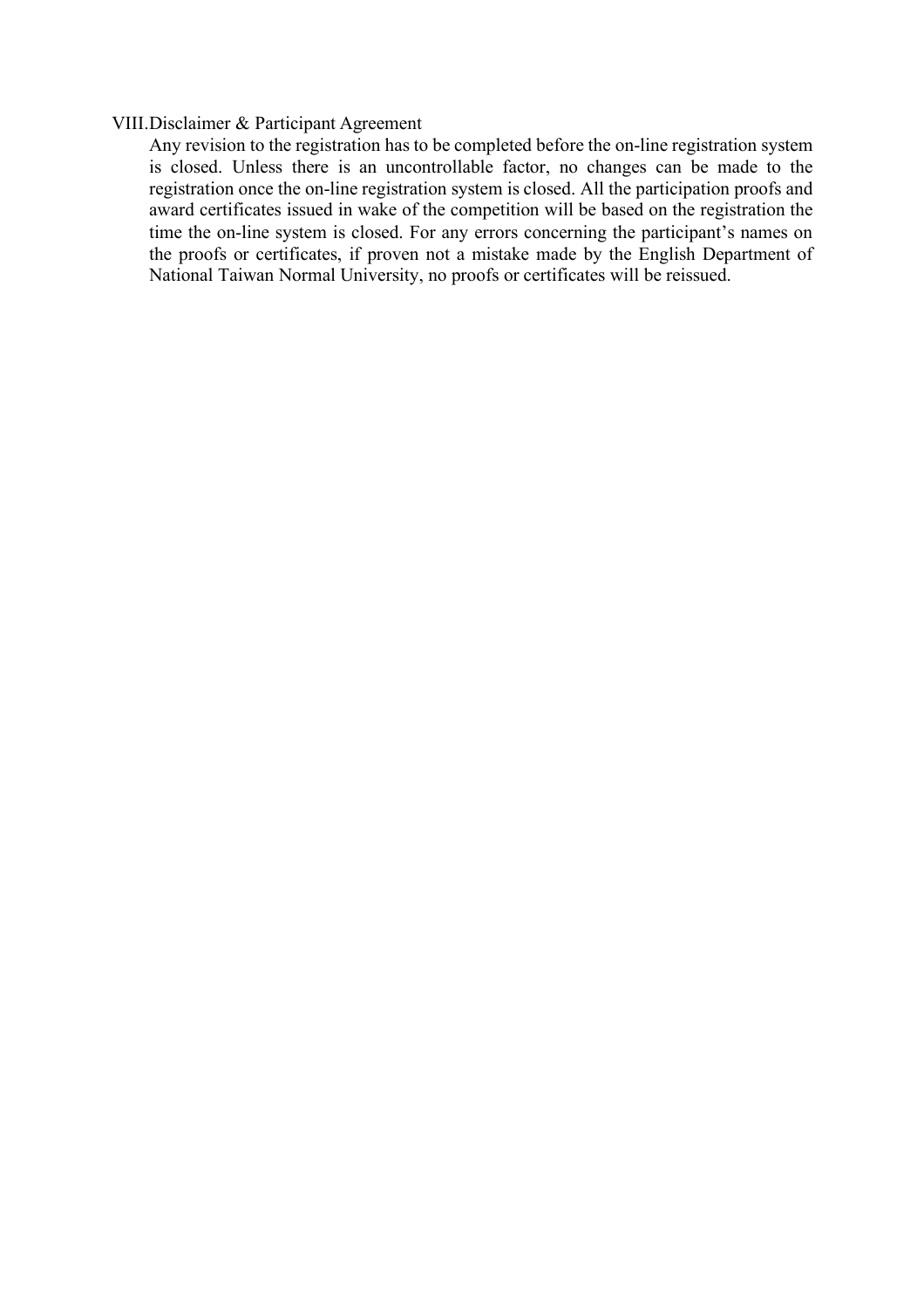## VIII. Disclaimer & Participant Agreement

Any revision to the registration has to be completed before the on-line registration system is closed. Unless there is an uncontrollable factor, no changes can be made to the registration once the on-line registration system is closed. All the participation proofs and award certificates issued in wake of the competition will be based on the registration the time the on-line system is closed. For any errors concerning the participant's names on the proofs or certificates, if proven not a mistake made by the English Department of National Taiwan Normal University, no proofs or certificates will be reissued.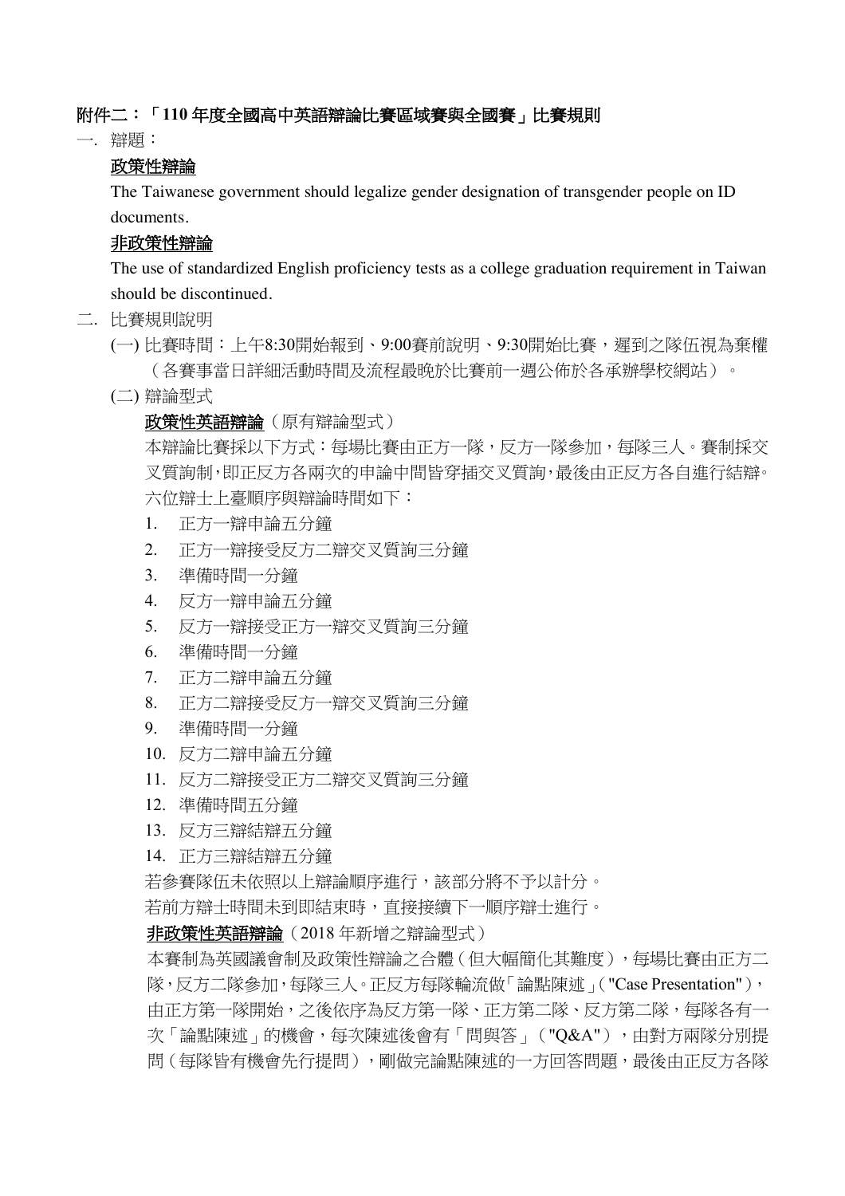**附件二：「110 年度全國高中英語辯論比賽區域賽與全國賽」比賽規則**

一. 辯題：

<u>政策性辯論</u>

The Taiwanese government should legalize gender designation of transgender people on ID documents.

<u>非政策性辯論</u>

The use of standardized English proficiency tests as a college graduation requirement in Taiwan should be discontinued.

二. 比賽規則說明

(一) 比賽時間：上午8:30開始報到、9:00賽前說明、9:30開始比賽，遲到之隊伍視為棄權（各賽事當日詳細活動時間及流程最晚於比賽前一週公佈於各承辦學校網站）。

(二) 辯論型式

**<u>政策性英語辯論</u>**（原有辯論型式）

本辯論比賽採以下方式：每場比賽由正方一隊，反方一隊參加，每隊三人。賽制採交叉質詢制，即正反方各兩次的申論中間皆穿插交叉質詢，最後由正反方各自進行結辯。六位辯士上臺順序與辯論時間如下：

1. 正方一辯申論五分鐘
2. 正方一辯接受反方二辯交叉質詢三分鐘
3. 準備時間一分鐘
4. 反方一辯申論五分鐘
5. 反方一辯接受正方一辯交叉質詢三分鐘
6. 準備時間一分鐘
7. 正方二辯申論五分鐘
8. 正方二辯接受反方一辯交叉質詢三分鐘
9. 準備時間一分鐘
10. 反方二辯申論五分鐘
11. 反方二辯接受正方二辯交叉質詢三分鐘
12. 準備時間五分鐘
13. 反方三辯結辯五分鐘
14. 正方三辯結辯五分鐘

若參賽隊伍未依照以上辯論順序進行，該部分將不予以計分。

若前方辯士時間未到即結束時，直接接續下一順序辯士進行。

**<u>非政策性英語辯論</u>**（2018 年新增之辯論型式）

本賽制為英國議會制及政策性辯論之合體（但大幅簡化其難度），每場比賽由正方二隊，反方二隊參加，每隊三人。正反方每隊輪流做「論點陳述」("Case Presentation")，由正方第一隊開始，之後依序為反方第一隊、正方第二隊、反方第二隊，每隊各有一次「論點陳述」的機會，每次陳述後會有「問與答」("Q&A")，由對方兩隊分別提問（每隊皆有機會先行提問），剛做完論點陳述的一方回答問題，最後由正反方各隊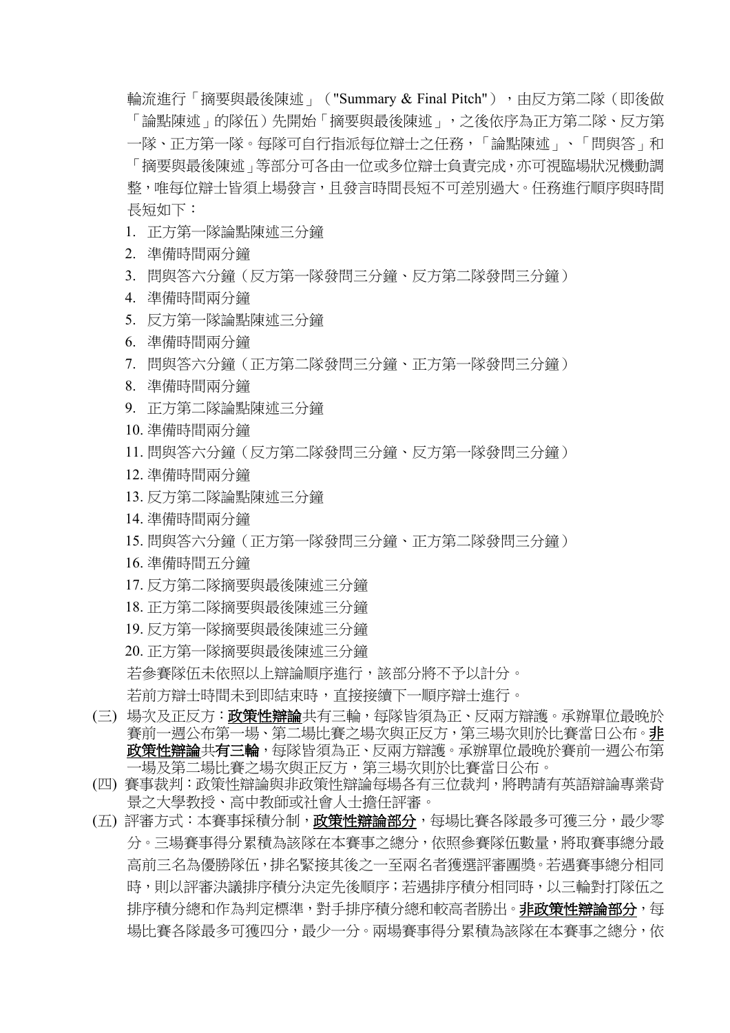輪流進行「摘要與最後陳述」（"Summary & Final Pitch"），由反方第二隊（即後做「論點陳述」的隊伍）先開始「摘要與最後陳述」，之後依序為正方第二隊、反方第一隊、正方第一隊。每隊可自行指派每位辯士之任務，「論點陳述」、「問與答」和「摘要與最後陳述」等部分可各由一位或多位辯士負責完成，亦可視臨場狀況機動調整，唯每位辯士皆須上場發言，且發言時間長短不可差別過大。任務進行順序與時間長短如下：

1. 正方第一隊論點陳述三分鐘
2. 準備時間兩分鐘
3. 問與答六分鐘（反方第一隊發問三分鐘、反方第二隊發問三分鐘）
4. 準備時間兩分鐘
5. 反方第一隊論點陳述三分鐘
6. 準備時間兩分鐘
7. 問與答六分鐘（正方第二隊發問三分鐘、正方第一隊發問三分鐘）
8. 準備時間兩分鐘
9. 正方第二隊論點陳述三分鐘
10. 準備時間兩分鐘
11. 問與答六分鐘（反方第二隊發問三分鐘、反方第一隊發問三分鐘）
12. 準備時間兩分鐘
13. 反方第二隊論點陳述三分鐘
14. 準備時間兩分鐘
15. 問與答六分鐘（正方第一隊發問三分鐘、正方第二隊發問三分鐘）
16. 準備時間五分鐘
17. 反方第二隊摘要與最後陳述三分鐘
18. 正方第二隊摘要與最後陳述三分鐘
19. 反方第一隊摘要與最後陳述三分鐘
20. 正方第一隊摘要與最後陳述三分鐘

若參賽隊伍未依照以上辯論順序進行，該部分將不予以計分。

若前方辯士時間未到即結束時，直接接續下一順序辯士進行。

(三) 場次及正反方：**政策性辯論**共有三輪，每隊皆須為正、反兩方辯護。承辦單位最晚於賽前一週公布第一場、第二場比賽之場次與正反方，第三場次則於比賽當日公布。**非政策性辯論**共**有三輪**，每隊皆須為正、反兩方辯護。承辦單位最晚於賽前一週公布第一場及第二場比賽之場次與正反方，第三場次則於比賽當日公布。

(四) 賽事裁判：政策性辯論與非政策性辯論每場各有三位裁判，將聘請有英語辯論專業背景之大學教授、高中教師或社會人士擔任評審。

(五) 評審方式：本賽事採積分制，**政策性辯論部分**，每場比賽各隊最多可獲三分，最少零分。三場賽事得分累積為該隊在本賽事之總分，依照參賽隊伍數量，將取賽事總分最高前三名為優勝隊伍，排名緊接其後之一至兩名者獲選評審團獎。若遇賽事總分相同時，則以評審決議排序積分決定先後順序；若遇排序積分相同時，以三輪對打隊伍之排序積分總和作為判定標準，對手排序積分總和較高者勝出。**非政策性辯論部分**，每場比賽各隊最多可獲四分，最少一分。兩場賽事得分累積為該隊在本賽事之總分，依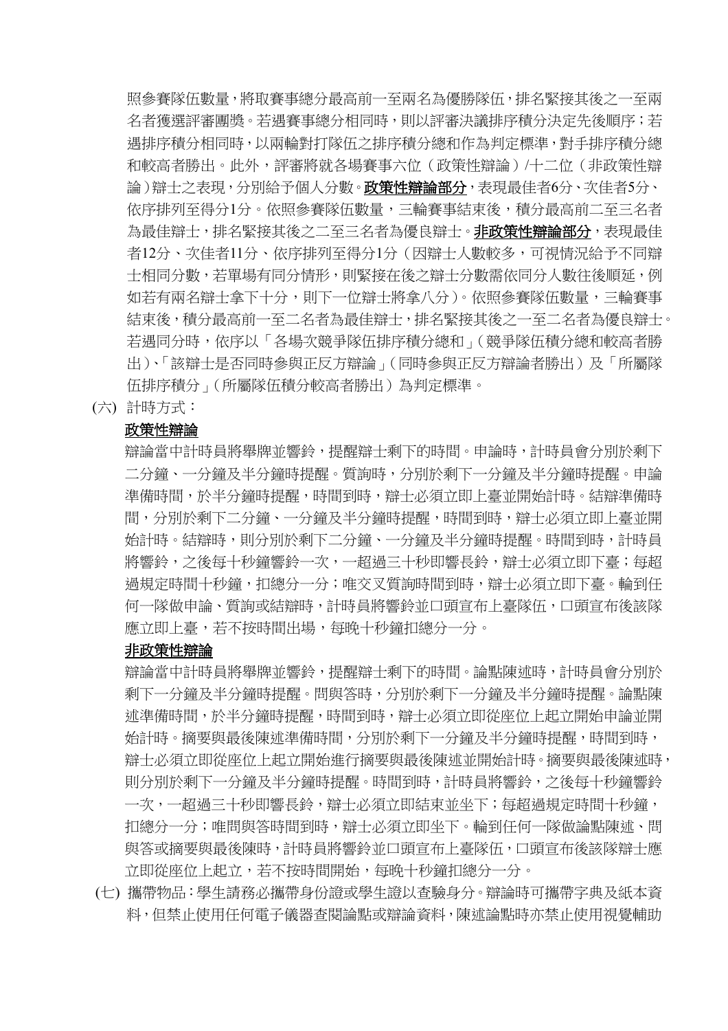照參賽隊伍數量，將取賽事總分最高前一至兩名為優勝隊伍，排名緊接其後之一至兩名者獲選評審團獎。若遇賽事總分相同時，則以評審決議排序積分決定先後順序；若遇排序積分相同時，以兩輪對打隊伍之排序積分總和作為判定標準，對手排序積分總和較高者勝出。此外，評審將就各場賽事六位（政策性辯論）/十二位（非政策性辯論）辯士之表現，分別給予個人分數。**政策性辯論部分**，表現最佳者6分、次佳者5分、依序排列至得分1分。依照參賽隊伍數量，三輪賽事結束後，積分最高前二至三名者為最佳辯士，排名緊接其後之二至三名者為優良辯士。**非政策性辯論部分**，表現最佳者12分、次佳者11分、依序排列至得分1分（因辯士人數較多，可視情況給予不同辯士相同分數，若單場有同分情形，則緊接在後之辯士分數需依同分人數往後順延，例如若有兩名辯士拿下十分，則下一位辯士將拿八分）。依照參賽隊伍數量，三輪賽事結束後，積分最高前一至二名者為最佳辯士，排名緊接其後之一至二名者為優良辯士。若遇同分時，依序以「各場次競爭隊伍排序積分總和」（競爭隊伍積分總和較高者勝出）、「該辯士是否同時參與正反方辯論」（同時參與正反方辯論者勝出）及「所屬隊伍排序積分」（所屬隊伍積分較高者勝出）為判定標準。

(六) 計時方式：

<u>政策性辯論</u>

辯論當中計時員將舉牌並響鈴，提醒辯士剩下的時間。申論時，計時員會分別於剩下二分鐘、一分鐘及半分鐘時提醒。質詢時，分別於剩下一分鐘及半分鐘時提醒。申論準備時間，於半分鐘時提醒，時間到時，辯士必須立即上臺並開始計時。結辯準備時間，分別於剩下二分鐘、一分鐘及半分鐘時提醒，時間到時，辯士必須立即上臺並開始計時。結辯時，則分別於剩下二分鐘、一分鐘及半分鐘時提醒。時間到時，計時員將響鈴，之後每十秒鐘響鈴一次，一超過三十秒即響長鈴，辯士必須立即下臺；每超過規定時間十秒鐘，扣總分一分；唯交叉質詢時間到時，辯士必須立即下臺。輪到任何一隊做申論、質詢或結辯時，計時員將響鈴並口頭宣布上臺隊伍，口頭宣布後該隊應立即上臺，若不按時間出場，每晚十秒鐘扣總分一分。

<u>非政策性辯論</u>

辯論當中計時員將舉牌並響鈴，提醒辯士剩下的時間。論點陳述時，計時員會分別於剩下一分鐘及半分鐘時提醒。問與答時，分別於剩下一分鐘及半分鐘時提醒。論點陳述準備時間，於半分鐘時提醒，時間到時，辯士必須立即從座位上起立開始申論並開始計時。摘要與最後陳述準備時間，分別於剩下一分鐘及半分鐘時提醒，時間到時，辯士必須立即從座位上起立開始進行摘要與最後陳述並開始計時。摘要與最後陳述時，則分別於剩下一分鐘及半分鐘時提醒。時間到時，計時員將響鈴，之後每十秒鐘響鈴一次，一超過三十秒即響長鈴，辯士必須立即結束並坐下；每超過規定時間十秒鐘，扣總分一分；唯問與答時間到時，辯士必須立即坐下。輪到任何一隊做論點陳述、問與答或摘要與最後陳時，計時員將響鈴並口頭宣布上臺隊伍，口頭宣布後該隊辯士應立即從座位上起立，若不按時間開始，每晚十秒鐘扣總分一分。

(七) 攜帶物品：學生請務必攜帶身份證或學生證以查驗身分。辯論時可攜帶字典及紙本資料，但禁止使用任何電子儀器查閱論點或辯論資料，陳述論點時亦禁止使用視覺輔助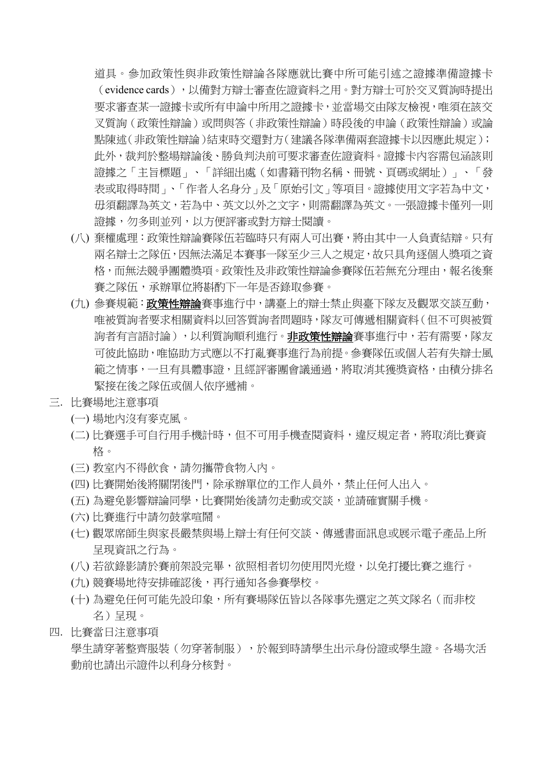道具。參加政策性與非政策性辯論各隊應就比賽中所可能引述之證據準備證據卡（evidence cards），以備對方辯士審查佐證資料之用。對方辯士可於交叉質詢時提出要求審查某一證據卡或所有申論中所用之證據卡，並當場交由隊友檢視，唯須在該交叉質詢（政策性辯論）或問與答（非政策性辯論）時段後的申論（政策性辯論）或論點陳述（非政策性辯論）結束時交還對方（建議各隊準備兩套證據卡以因應此規定）；此外，裁判於整場辯論後、勝負判決前可要求審查佐證資料。證據卡內容需包涵該則證據之「主旨標題」、「詳細出處（如書籍刊物名稱、冊號、頁碼或網址）」、「發表或取得時間」、「作者人名身分」及「原始引文」等項目。證據使用文字若為中文，毋須翻譯為英文，若為中、英文以外之文字，則需翻譯為英文。一張證據卡僅列一則證據，勿多則並列，以方便評審或對方辯士閱讀。

(八) 棄權處理：政策性辯論賽隊伍若臨時只有兩人可出賽，將由其中一人負責結辯。只有兩名辯士之隊伍，因無法滿足本賽事一隊至少三人之規定，故只具角逐個人獎項之資格，而無法競爭團體獎項。政策性及非政策性辯論參賽隊伍若無充分理由，報名後棄賽之隊伍，承辦單位將斟酌下一年是否錄取參賽。

(九) 參賽規範：**<u>政策性辯論</u>**賽事進行中，講臺上的辯士禁止與臺下隊友及觀眾交談互動，唯被質詢者要求相關資料以回答質詢者問題時，隊友可傳遞相關資料（但不可與被質詢者有言語討論），以利質詢順利進行。**<u>非政策性辯論</u>**賽事進行中，若有需要，隊友可彼此協助，唯協助方式應以不打亂賽事進行為前提。參賽隊伍或個人若有失辯士風範之情事，一旦有具體事證，且經評審團會議通過，將取消其獲獎資格，由積分排名緊接在後之隊伍或個人依序遞補。

三. 比賽場地注意事項

(一) 場地內沒有麥克風。

(二) 比賽選手可自行用手機計時，但不可用手機查閱資料，違反規定者，將取消比賽資格。

(三) 教室內不得飲食，請勿攜帶食物入內。

(四) 比賽開始後將關閉後門，除承辦單位的工作人員外，禁止任何人出入。

(五) 為避免影響辯論同學，比賽開始後請勿走動或交談，並請確實關手機。

(六) 比賽進行中請勿鼓掌喧鬧。

(七) 觀眾席師生與家長嚴禁與場上辯士有任何交談、傳遞書面訊息或展示電子產品上所呈現資訊之行為。

(八) 若欲錄影請於賽前架設完畢，欲照相者切勿使用閃光燈，以免打擾比賽之進行。

(九) 競賽場地待安排確認後，再行通知各參賽學校。

(十) 為避免任何可能先設印象，所有賽場隊伍皆以各隊事先選定之英文隊名（而非校名）呈現。

四. 比賽當日注意事項

學生請穿著整齊服裝（勿穿著制服），於報到時請學生出示身份證或學生證。各場次活動前也請出示證件以利身分核對。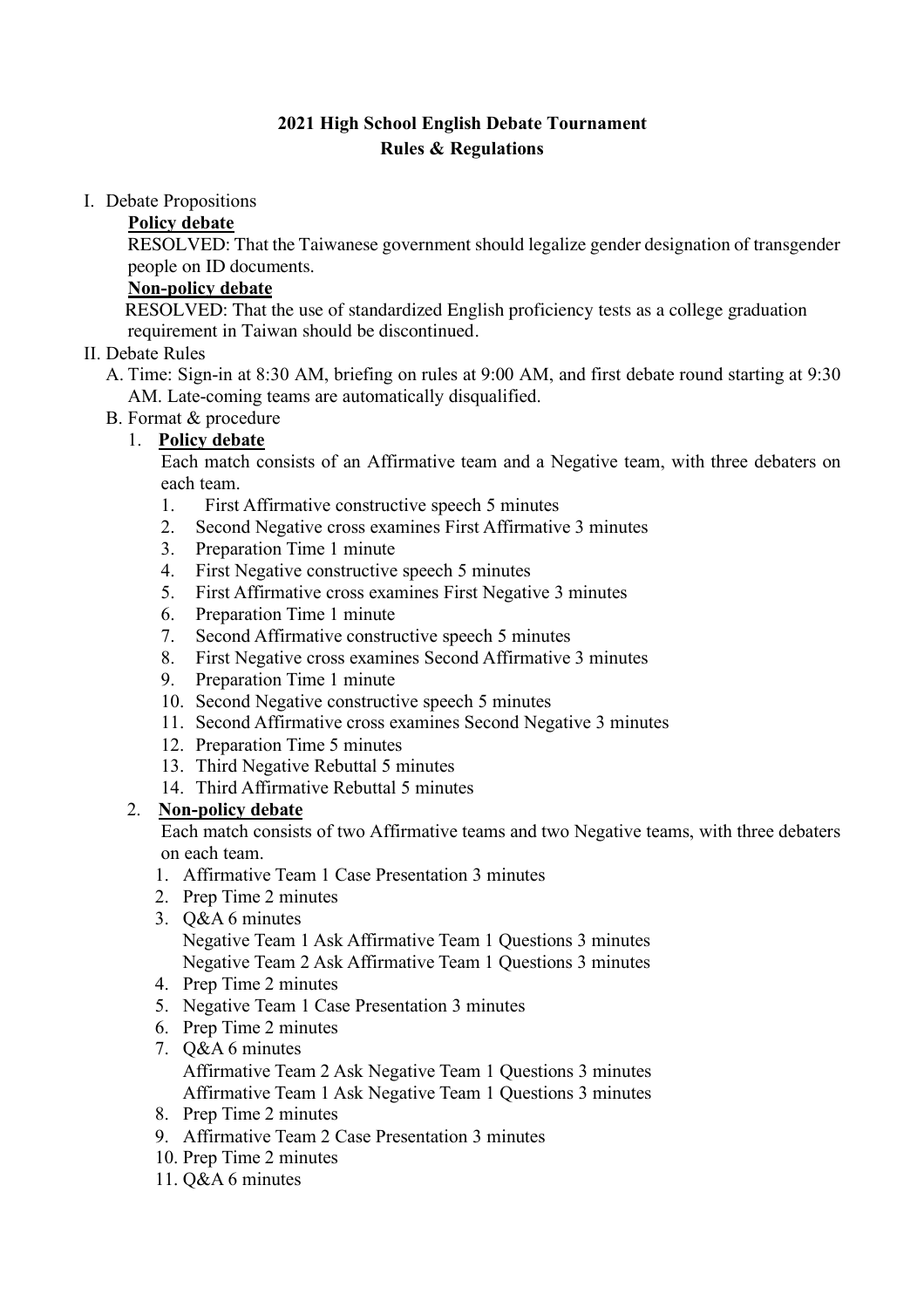## 2021 High School English Debate Tournament
## Rules & Regulations

I. Debate Propositions

**<u>Policy debate</u>**

RESOLVED: That the Taiwanese government should legalize gender designation of transgender people on ID documents.

**<u>Non-policy debate</u>**

RESOLVED: That the use of standardized English proficiency tests as a college graduation requirement in Taiwan should be discontinued.

II. Debate Rules

A. Time: Sign-in at 8:30 AM, briefing on rules at 9:00 AM, and first debate round starting at 9:30 AM. Late-coming teams are automatically disqualified.

B. Format & procedure

1. **<u>Policy debate</u>**

   Each match consists of an Affirmative team and a Negative team, with three debaters on each team.

   1. First Affirmative constructive speech 5 minutes
   2. Second Negative cross examines First Affirmative 3 minutes
   3. Preparation Time 1 minute
   4. First Negative constructive speech 5 minutes
   5. First Affirmative cross examines First Negative 3 minutes
   6. Preparation Time 1 minute
   7. Second Affirmative constructive speech 5 minutes
   8. First Negative cross examines Second Affirmative 3 minutes
   9. Preparation Time 1 minute
   10. Second Negative constructive speech 5 minutes
   11. Second Affirmative cross examines Second Negative 3 minutes
   12. Preparation Time 5 minutes
   13. Third Negative Rebuttal 5 minutes
   14. Third Affirmative Rebuttal 5 minutes

2. **<u>Non-policy debate</u>**

   Each match consists of two Affirmative teams and two Negative teams, with three debaters on each team.

   1. Affirmative Team 1 Case Presentation 3 minutes
   2. Prep Time 2 minutes
   3. Q&A 6 minutes
      Negative Team 1 Ask Affirmative Team 1 Questions 3 minutes
      Negative Team 2 Ask Affirmative Team 1 Questions 3 minutes
   4. Prep Time 2 minutes
   5. Negative Team 1 Case Presentation 3 minutes
   6. Prep Time 2 minutes
   7. Q&A 6 minutes
      Affirmative Team 2 Ask Negative Team 1 Questions 3 minutes
      Affirmative Team 1 Ask Negative Team 1 Questions 3 minutes
   8. Prep Time 2 minutes
   9. Affirmative Team 2 Case Presentation 3 minutes
   10. Prep Time 2 minutes
   11. Q&A 6 minutes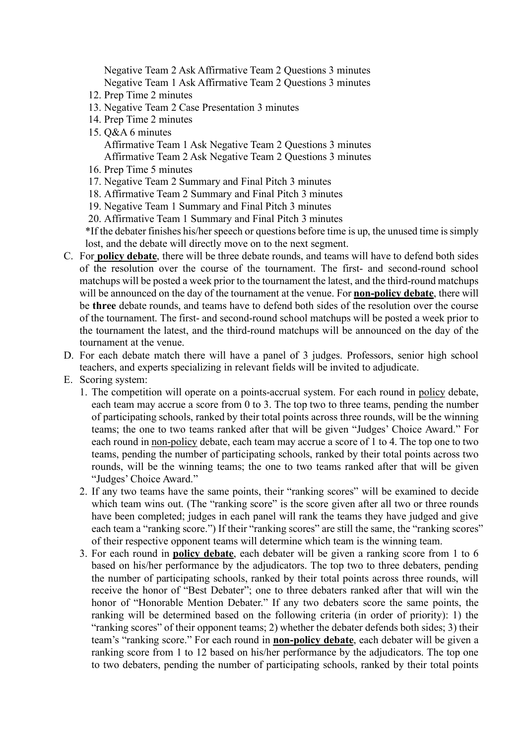Negative Team 2 Ask Affirmative Team 2 Questions 3 minutes
Negative Team 1 Ask Affirmative Team 2 Questions 3 minutes

12. Prep Time 2 minutes
13. Negative Team 2 Case Presentation 3 minutes
14. Prep Time 2 minutes
15. Q&A 6 minutes
    Affirmative Team 1 Ask Negative Team 2 Questions 3 minutes
    Affirmative Team 2 Ask Negative Team 2 Questions 3 minutes
16. Prep Time 5 minutes
17. Negative Team 2 Summary and Final Pitch 3 minutes
18. Affirmative Team 2 Summary and Final Pitch 3 minutes
19. Negative Team 1 Summary and Final Pitch 3 minutes
20. Affirmative Team 1 Summary and Final Pitch 3 minutes

*If the debater finishes his/her speech or questions before time is up, the unused time is simply lost, and the debate will directly move on to the next segment.

C. For **policy debate**, there will be three debate rounds, and teams will have to defend both sides of the resolution over the course of the tournament. The first- and second-round school matchups will be posted a week prior to the tournament the latest, and the third-round matchups will be announced on the day of the tournament at the venue. For **non-policy debate**, there will be **three** debate rounds, and teams have to defend both sides of the resolution over the course of the tournament. The first- and second-round school matchups will be posted a week prior to the tournament the latest, and the third-round matchups will be announced on the day of the tournament at the venue.

D. For each debate match there will have a panel of 3 judges. Professors, senior high school teachers, and experts specializing in relevant fields will be invited to adjudicate.

E. Scoring system:
   1. The competition will operate on a points-accrual system. For each round in policy debate, each team may accrue a score from 0 to 3. The top two to three teams, pending the number of participating schools, ranked by their total points across three rounds, will be the winning teams; the one to two teams ranked after that will be given "Judges' Choice Award." For each round in non-policy debate, each team may accrue a score of 1 to 4. The top one to two teams, pending the number of participating schools, ranked by their total points across two rounds, will be the winning teams; the one to two teams ranked after that will be given "Judges' Choice Award."
   2. If any two teams have the same points, their "ranking scores" will be examined to decide which team wins out. (The "ranking score" is the score given after all two or three rounds have been completed; judges in each panel will rank the teams they have judged and give each team a "ranking score.") If their "ranking scores" are still the same, the "ranking scores" of their respective opponent teams will determine which team is the winning team.
   3. For each round in **policy debate**, each debater will be given a ranking score from 1 to 6 based on his/her performance by the adjudicators. The top two to three debaters, pending the number of participating schools, ranked by their total points across three rounds, will receive the honor of "Best Debater"; one to three debaters ranked after that will win the honor of "Honorable Mention Debater." If any two debaters score the same points, the ranking will be determined based on the following criteria (in order of priority): 1) the "ranking scores" of their opponent teams; 2) whether the debater defends both sides; 3) their team's "ranking score." For each round in **non-policy debate**, each debater will be given a ranking score from 1 to 12 based on his/her performance by the adjudicators. The top one to two debaters, pending the number of participating schools, ranked by their total points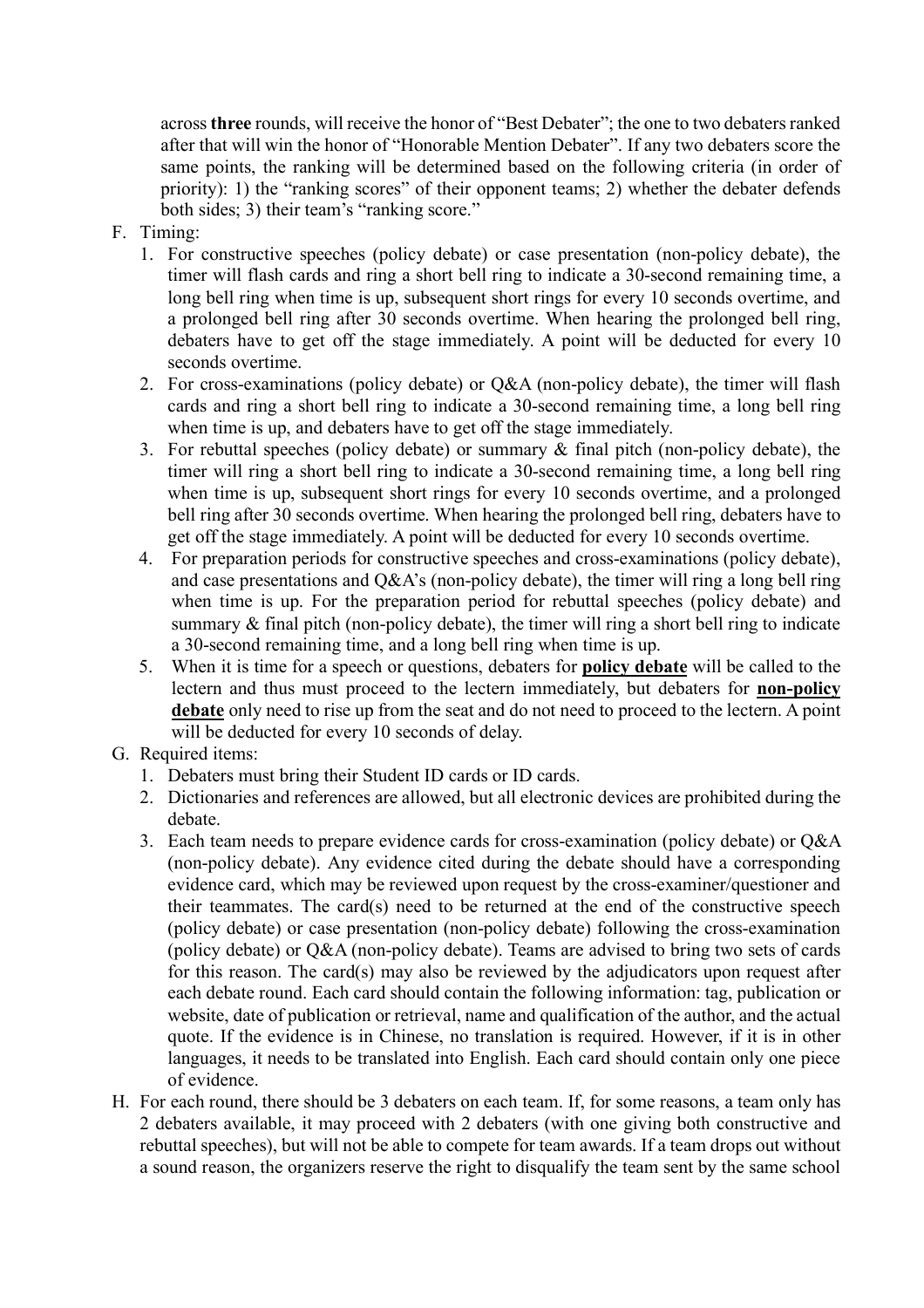across **three** rounds, will receive the honor of "Best Debater"; the one to two debaters ranked after that will win the honor of "Honorable Mention Debater". If any two debaters score the same points, the ranking will be determined based on the following criteria (in order of priority): 1) the "ranking scores" of their opponent teams; 2) whether the debater defends both sides; 3) their team's "ranking score."

F. Timing:
   1. For constructive speeches (policy debate) or case presentation (non-policy debate), the timer will flash cards and ring a short bell ring to indicate a 30-second remaining time, a long bell ring when time is up, subsequent short rings for every 10 seconds overtime, and a prolonged bell ring after 30 seconds overtime. When hearing the prolonged bell ring, debaters have to get off the stage immediately. A point will be deducted for every 10 seconds overtime.
   2. For cross-examinations (policy debate) or Q&A (non-policy debate), the timer will flash cards and ring a short bell ring to indicate a 30-second remaining time, a long bell ring when time is up, and debaters have to get off the stage immediately.
   3. For rebuttal speeches (policy debate) or summary & final pitch (non-policy debate), the timer will ring a short bell ring to indicate a 30-second remaining time, a long bell ring when time is up, subsequent short rings for every 10 seconds overtime, and a prolonged bell ring after 30 seconds overtime. When hearing the prolonged bell ring, debaters have to get off the stage immediately. A point will be deducted for every 10 seconds overtime.
   4. For preparation periods for constructive speeches and cross-examinations (policy debate), and case presentations and Q&A's (non-policy debate), the timer will ring a long bell ring when time is up. For the preparation period for rebuttal speeches (policy debate) and summary & final pitch (non-policy debate), the timer will ring a short bell ring to indicate a 30-second remaining time, and a long bell ring when time is up.
   5. When it is time for a speech or questions, debaters for **policy debate** will be called to the lectern and thus must proceed to the lectern immediately, but debaters for **non-policy debate** only need to rise up from the seat and do not need to proceed to the lectern. A point will be deducted for every 10 seconds of delay.

G. Required items:
   1. Debaters must bring their Student ID cards or ID cards.
   2. Dictionaries and references are allowed, but all electronic devices are prohibited during the debate.
   3. Each team needs to prepare evidence cards for cross-examination (policy debate) or Q&A (non-policy debate). Any evidence cited during the debate should have a corresponding evidence card, which may be reviewed upon request by the cross-examiner/questioner and their teammates. The card(s) need to be returned at the end of the constructive speech (policy debate) or case presentation (non-policy debate) following the cross-examination (policy debate) or Q&A (non-policy debate). Teams are advised to bring two sets of cards for this reason. The card(s) may also be reviewed by the adjudicators upon request after each debate round. Each card should contain the following information: tag, publication or website, date of publication or retrieval, name and qualification of the author, and the actual quote. If the evidence is in Chinese, no translation is required. However, if it is in other languages, it needs to be translated into English. Each card should contain only one piece of evidence.

H. For each round, there should be 3 debaters on each team. If, for some reasons, a team only has 2 debaters available, it may proceed with 2 debaters (with one giving both constructive and rebuttal speeches), but will not be able to compete for team awards. If a team drops out without a sound reason, the organizers reserve the right to disqualify the team sent by the same school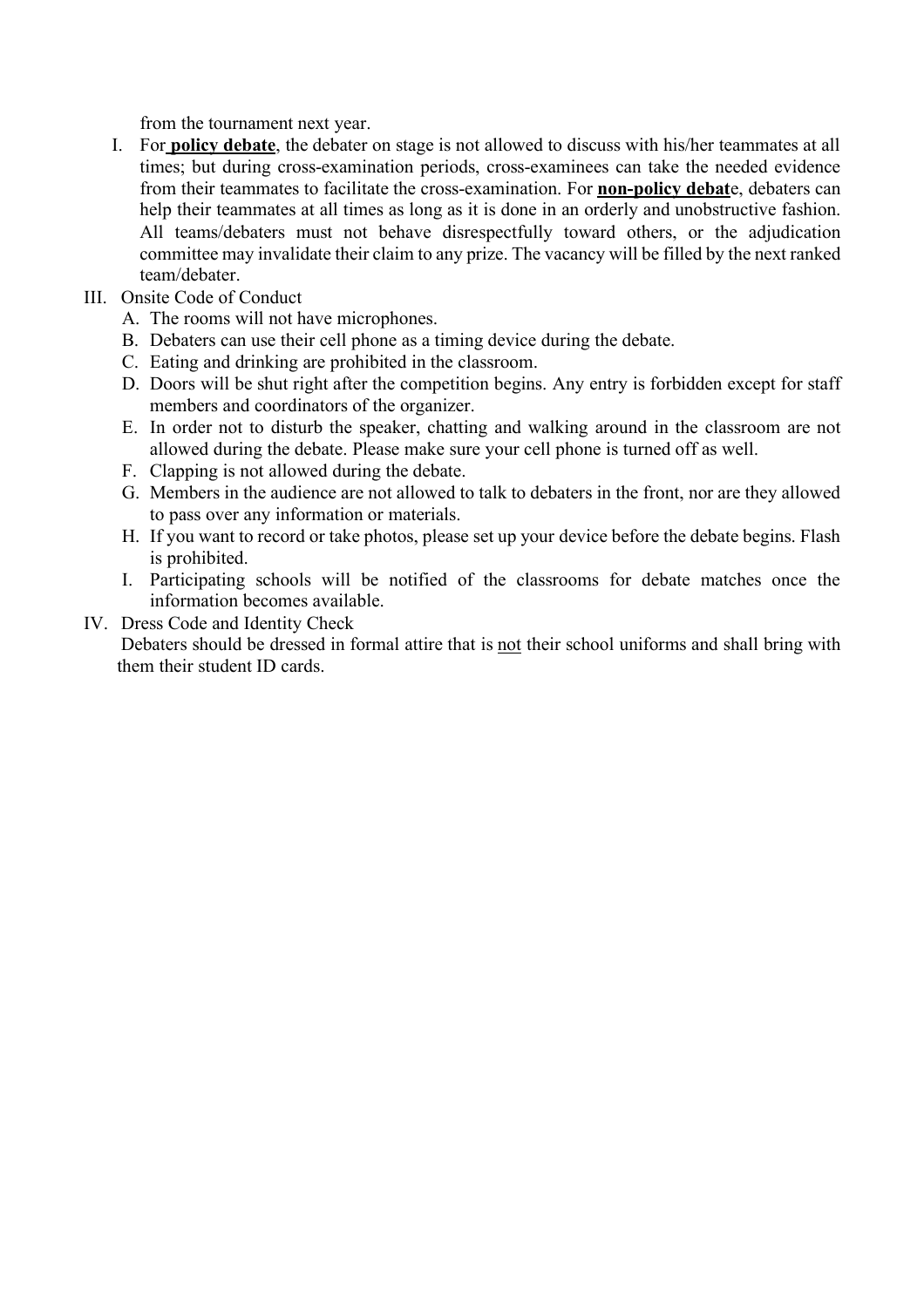from the tournament next year.

I. For **policy debate**, the debater on stage is not allowed to discuss with his/her teammates at all times; but during cross-examination periods, cross-examinees can take the needed evidence from their teammates to facilitate the cross-examination. For **non-policy debat**e, debaters can help their teammates at all times as long as it is done in an orderly and unobstructive fashion. All teams/debaters must not behave disrespectfully toward others, or the adjudication committee may invalidate their claim to any prize. The vacancy will be filled by the next ranked team/debater.

III. Onsite Code of Conduct

A. The rooms will not have microphones.

B. Debaters can use their cell phone as a timing device during the debate.

C. Eating and drinking are prohibited in the classroom.

D. Doors will be shut right after the competition begins. Any entry is forbidden except for staff members and coordinators of the organizer.

E. In order not to disturb the speaker, chatting and walking around in the classroom are not allowed during the debate. Please make sure your cell phone is turned off as well.

F. Clapping is not allowed during the debate.

G. Members in the audience are not allowed to talk to debaters in the front, nor are they allowed to pass over any information or materials.

H. If you want to record or take photos, please set up your device before the debate begins. Flash is prohibited.

I. Participating schools will be notified of the classrooms for debate matches once the information becomes available.

IV. Dress Code and Identity Check

Debaters should be dressed in formal attire that is not their school uniforms and shall bring with them their student ID cards.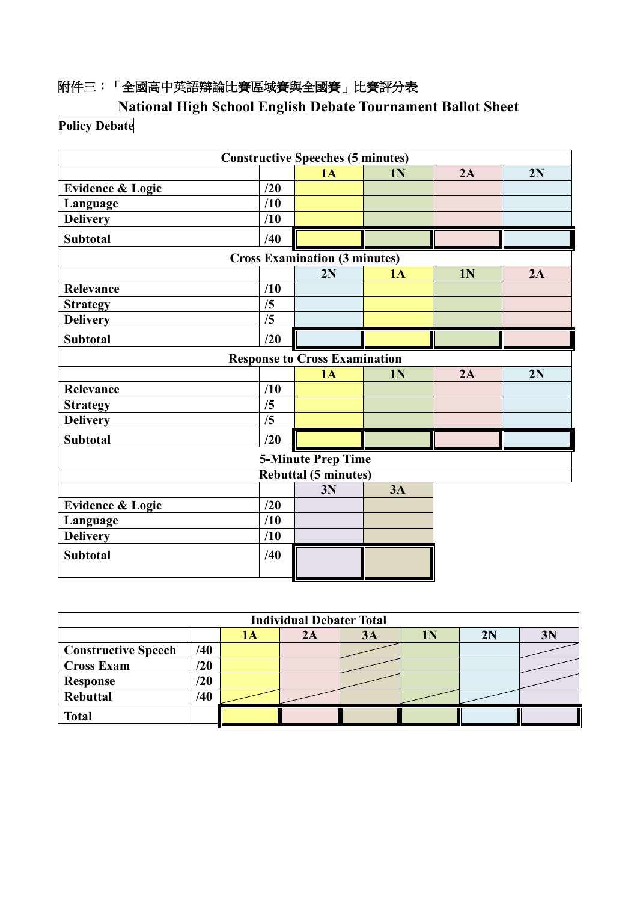附件三：「全國高中英語辯論比賽區域賽與全國賽」比賽評分表

## National High School English Debate Tournament Ballot Sheet

**Policy Debate**

| Constructive Speeches (5 minutes) | | | | | |
|---|---|---|---|---|---|
| | | 1A | 1N | 2A | 2N |
| Evidence & Logic | /20 | | | | |
| Language | /10 | | | | |
| Delivery | /10 | | | | |
| Subtotal | /40 | | | | |
| **Cross Examination (3 minutes)** | | | | | |
| | | 2N | 1A | 1N | 2A |
| Relevance | /10 | | | | |
| Strategy | /5 | | | | |
| Delivery | /5 | | | | |
| Subtotal | /20 | | | | |
| **Response to Cross Examination** | | | | | |
| | | 1A | 1N | 2A | 2N |
| Relevance | /10 | | | | |
| Strategy | /5 | | | | |
| Delivery | /5 | | | | |
| Subtotal | /20 | | | | |
| **5-Minute Prep Time** | | | | | |
| **Rebuttal (5 minutes)** | | | | | |
| | | 3N | 3A | | |
| Evidence & Logic | /20 | | | | |
| Language | /10 | | | | |
| Delivery | /10 | | | | |
| Subtotal | /40 | | | | |

| Individual Debater Total | | | | | | | |
|---|---|---|---|---|---|---|---|
| | | 1A | 2A | 3A | 1N | 2N | 3N |
| Constructive Speech | /40 | | | / | | | / |
| Cross Exam | /20 | | | / | | | / |
| Response | /20 | | | / | | | / |
| Rebuttal | /40 | / | / | | / | / | |
| Total | | | | | | | |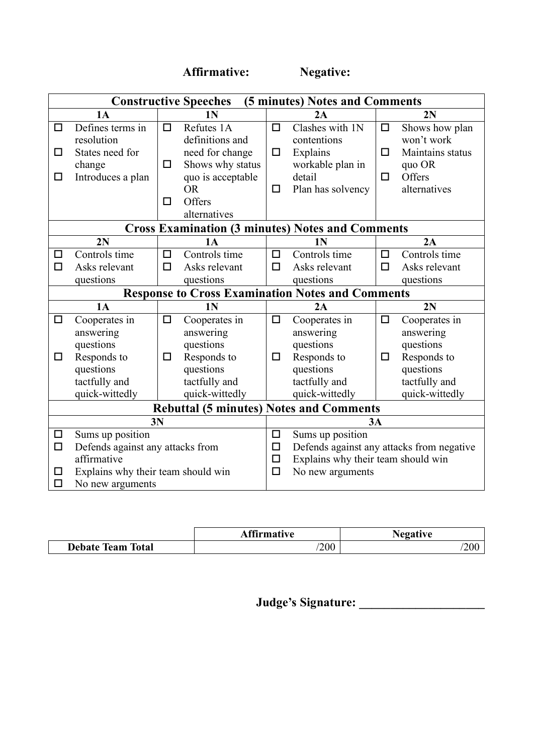**Affirmative:** **Negative:**

| **Constructive Speeches (5 minutes) Notes and Comments** | | | |
|---|---|---|---|
| **1A** | **1N** | **2A** | **2N** |
| ☐ Defines terms in resolution<br>☐ States need for change<br>☐ Introduces a plan | ☐ Refutes 1A definitions and need for change<br>☐ Shows why status quo is acceptable OR<br>☐ Offers alternatives | ☐ Clashes with 1N contentions<br>☐ Explains workable plan in detail<br>☐ Plan has solvency | ☐ Shows how plan won't work<br>☐ Maintains status quo OR<br>☐ Offers alternatives |
| **Cross Examination (3 minutes) Notes and Comments** | | | |
| **2N** | **1A** | **1N** | **2A** |
| ☐ Controls time<br>☐ Asks relevant questions | ☐ Controls time<br>☐ Asks relevant questions | ☐ Controls time<br>☐ Asks relevant questions | ☐ Controls time<br>☐ Asks relevant questions |
| **Response to Cross Examination Notes and Comments** | | | |
| **1A** | **1N** | **2A** | **2N** |
| ☐ Cooperates in answering questions<br>☐ Responds to questions tactfully and quick-wittedly | ☐ Cooperates in answering questions<br>☐ Responds to questions tactfully and quick-wittedly | ☐ Cooperates in answering questions<br>☐ Responds to questions tactfully and quick-wittedly | ☐ Cooperates in answering questions<br>☐ Responds to questions tactfully and quick-wittedly |
| **Rebuttal (5 minutes) Notes and Comments** | | | |
| **3N** | | **3A** | |
| ☐ Sums up position<br>☐ Defends against any attacks from affirmative<br>☐ Explains why their team should win<br>☐ No new arguments | | ☐ Sums up position<br>☐ Defends against any attacks from negative<br>☐ Explains why their team should win<br>☐ No new arguments | |

| | **Affirmative** | **Negative** |
|---|---|---|
| **Debate Team Total** | /200 | /200 |

**Judge's Signature: ____________________**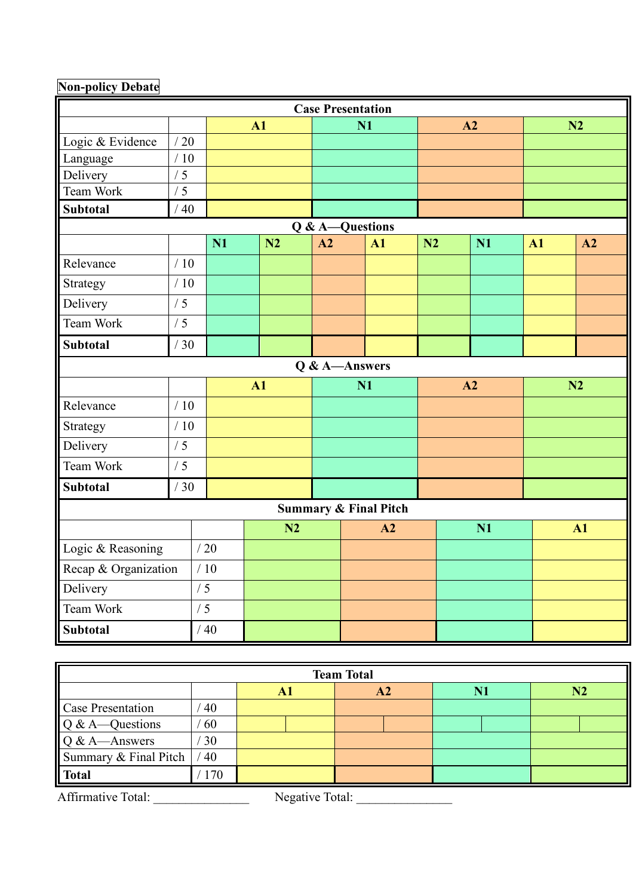**Non-policy Debate**

| Case Presentation | | | | | |
|---|---|---|---|---|---|
| | | A1 | N1 | A2 | N2 |
| Logic & Evidence | / 20 | | | | |
| Language | / 10 | | | | |
| Delivery | / 5 | | | | |
| Team Work | / 5 | | | | |
| **Subtotal** | / 40 | | | | |

| Q & A—Questions | | | | | | | | | |
|---|---|---|---|---|---|---|---|---|---|
| | | N1 | N2 | A2 | A1 | N2 | N1 | A1 | A2 |
| Relevance | / 10 | | | | | | | | |
| Strategy | / 10 | | | | | | | | |
| Delivery | / 5 | | | | | | | | |
| Team Work | / 5 | | | | | | | | |
| **Subtotal** | / 30 | | | | | | | | |

| Q & A—Answers | | | | | |
|---|---|---|---|---|---|
| | | A1 | N1 | A2 | N2 |
| Relevance | / 10 | | | | |
| Strategy | / 10 | | | | |
| Delivery | / 5 | | | | |
| Team Work | / 5 | | | | |
| **Subtotal** | / 30 | | | | |

| Summary & Final Pitch | | | | | |
|---|---|---|---|---|---|
| | | N2 | A2 | N1 | A1 |
| Logic & Reasoning | / 20 | | | | |
| Recap & Organization | / 10 | | | | |
| Delivery | / 5 | | | | |
| Team Work | / 5 | | | | |
| **Subtotal** | / 40 | | | | |

| Team Total | | | | | |
|---|---|---|---|---|---|
| | | A1 | A2 | N1 | N2 |
| Case Presentation | / 40 | | | | |
| Q & A—Questions | / 60 | | | | |
| Q & A—Answers | / 30 | | | | |
| Summary & Final Pitch | / 40 | | | | |
| **Total** | / 170 | | | | |

Affirmative Total: _______________ Negative Total: _______________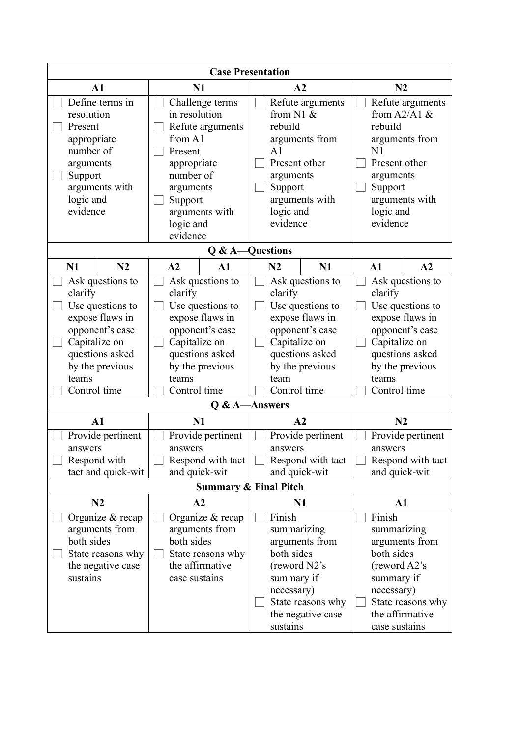<table>
<tr><th colspan="8">Case Presentation</th></tr>
<tr><th colspan="2">A1</th><th colspan="2">N1</th><th colspan="2">A2</th><th colspan="2">N2</th></tr>
<tr><td colspan="2">☐ Define terms in resolution<br>☐ Present appropriate number of arguments<br>☐ Support arguments with logic and evidence</td><td colspan="2">☐ Challenge terms in resolution<br>☐ Refute arguments from A1<br>☐ Present appropriate number of arguments<br>☐ Support arguments with logic and evidence</td><td colspan="2">☐ Refute arguments from N1 &amp; rebuild arguments from A1<br>☐ Present other arguments<br>☐ Support arguments with logic and evidence</td><td colspan="2">☐ Refute arguments from A2/A1 &amp; rebuild arguments from N1<br>☐ Present other arguments<br>☐ Support arguments with logic and evidence</td></tr>
<tr><th colspan="8">Q &amp; A—Questions</th></tr>
<tr><th>N1</th><th>N2</th><th>A2</th><th>A1</th><th>N2</th><th>N1</th><th>A1</th><th>A2</th></tr>
<tr><td colspan="2">☐ Ask questions to clarify<br>☐ Use questions to expose flaws in opponent’s case<br>☐ Capitalize on questions asked by the previous teams<br>☐ Control time</td><td colspan="2">☐ Ask questions to clarify<br>☐ Use questions to expose flaws in opponent’s case<br>☐ Capitalize on questions asked by the previous teams<br>☐ Control time</td><td colspan="2">☐ Ask questions to clarify<br>☐ Use questions to expose flaws in opponent’s case<br>☐ Capitalize on questions asked by the previous team<br>☐ Control time</td><td colspan="2">☐ Ask questions to clarify<br>☐ Use questions to expose flaws in opponent’s case<br>☐ Capitalize on questions asked by the previous teams<br>☐ Control time</td></tr>
<tr><th colspan="8">Q &amp; A—Answers</th></tr>
<tr><th colspan="2">A1</th><th colspan="2">N1</th><th colspan="2">A2</th><th colspan="2">N2</th></tr>
<tr><td colspan="2">☐ Provide pertinent answers<br>☐ Respond with tact and quick-wit</td><td colspan="2">☐ Provide pertinent answers<br>☐ Respond with tact and quick-wit</td><td colspan="2">☐ Provide pertinent answers<br>☐ Respond with tact and quick-wit</td><td colspan="2">☐ Provide pertinent answers<br>☐ Respond with tact and quick-wit</td></tr>
<tr><th colspan="8">Summary &amp; Final Pitch</th></tr>
<tr><th colspan="2">N2</th><th colspan="2">A2</th><th colspan="2">N1</th><th colspan="2">A1</th></tr>
<tr><td colspan="2">☐ Organize &amp; recap arguments from both sides<br>☐ State reasons why the negative case sustains</td><td colspan="2">☐ Organize &amp; recap arguments from both sides<br>☐ State reasons why the affirmative case sustains</td><td colspan="2">☐ Finish summarizing arguments from both sides (reword N2’s summary if necessary)<br>☐ State reasons why the negative case sustains</td><td colspan="2">☐ Finish summarizing arguments from both sides (reword A2’s summary if necessary)<br>☐ State reasons why the affirmative case sustains</td></tr>
</table>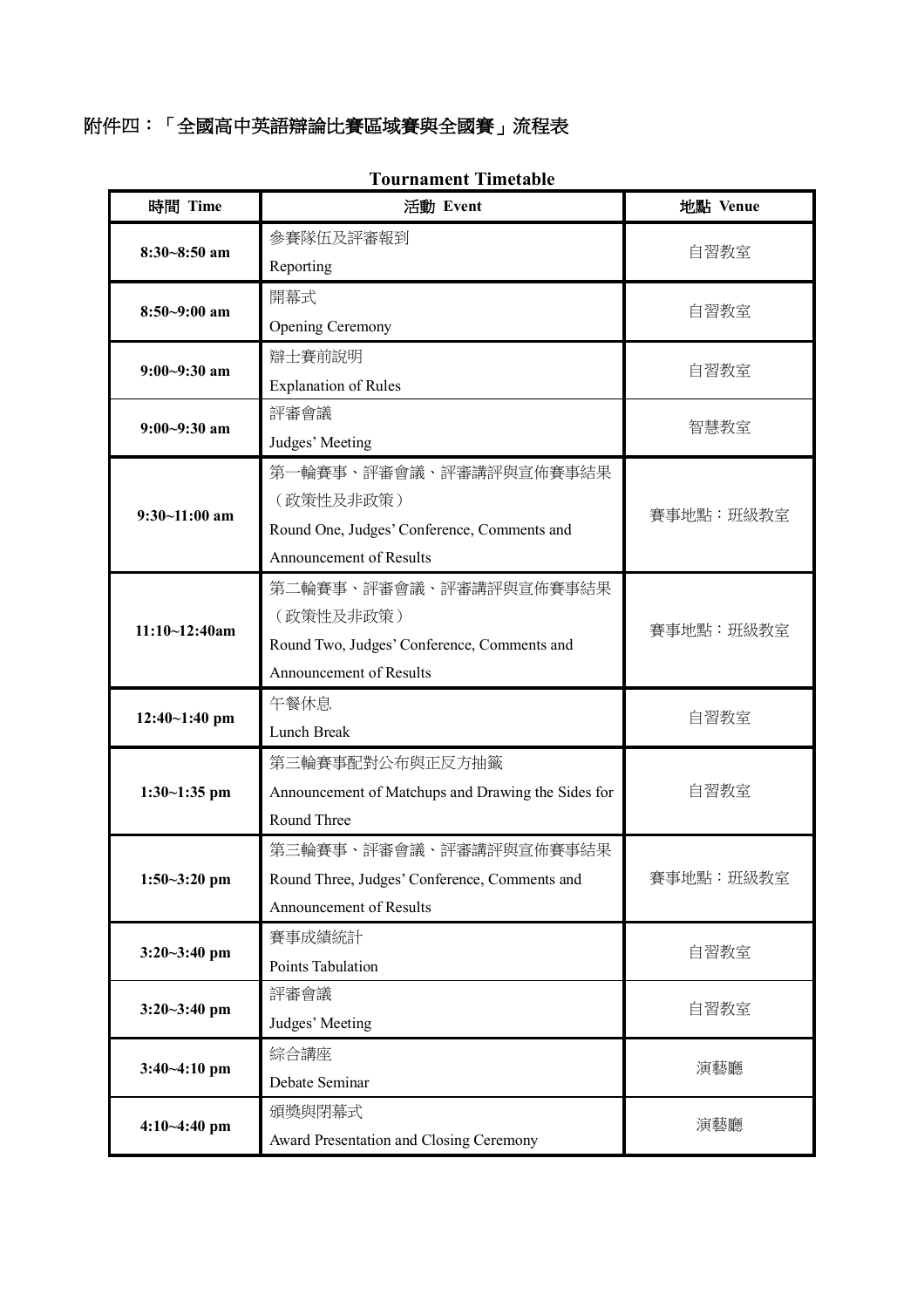附件四：「全國高中英語辯論比賽區域賽與全國賽」流程表

**Tournament Timetable**

| 時間 Time | 活動 Event | 地點 Venue |
|---|---|---|
| 8:30~8:50 am | 參賽隊伍及評審報到<br>Reporting | 自習教室 |
| 8:50~9:00 am | 開幕式<br>Opening Ceremony | 自習教室 |
| 9:00~9:30 am | 辯士賽前說明<br>Explanation of Rules | 自習教室 |
| 9:00~9:30 am | 評審會議<br>Judges' Meeting | 智慧教室 |
| 9:30~11:00 am | 第一輪賽事、評審會議、評審講評與宣佈賽事結果（政策性及非政策）<br>Round One, Judges' Conference, Comments and Announcement of Results | 賽事地點：班級教室 |
| 11:10~12:40am | 第二輪賽事、評審會議、評審講評與宣佈賽事結果（政策性及非政策）<br>Round Two, Judges' Conference, Comments and Announcement of Results | 賽事地點：班級教室 |
| 12:40~1:40 pm | 午餐休息<br>Lunch Break | 自習教室 |
| 1:30~1:35 pm | 第三輪賽事配對公布與正反方抽籤<br>Announcement of Matchups and Drawing the Sides for Round Three | 自習教室 |
| 1:50~3:20 pm | 第三輪賽事、評審會議、評審講評與宣佈賽事結果<br>Round Three, Judges' Conference, Comments and Announcement of Results | 賽事地點：班級教室 |
| 3:20~3:40 pm | 賽事成績統計<br>Points Tabulation | 自習教室 |
| 3:20~3:40 pm | 評審會議<br>Judges' Meeting | 自習教室 |
| 3:40~4:10 pm | 綜合講座<br>Debate Seminar | 演藝廳 |
| 4:10~4:40 pm | 頒獎與閉幕式<br>Award Presentation and Closing Ceremony | 演藝廳 |